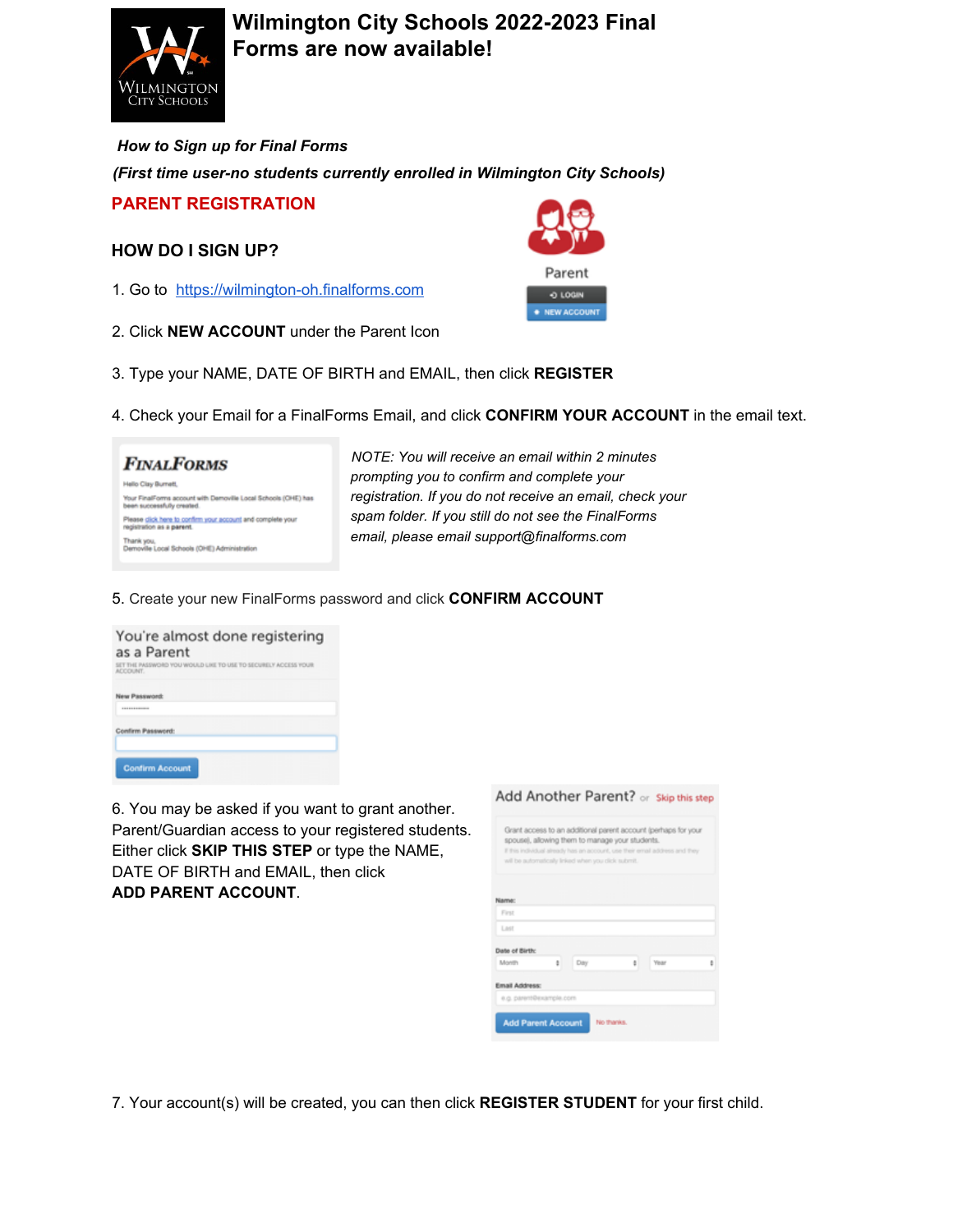# Wilmington City Schools 2022-2023 Final Forms are now available!

***How to Sign up for Final Forms***

***(First time user-no students currently enrolled in Wilmington City Schools)***

## PARENT REGISTRATION

### HOW DO I SIGN UP?

1. Go to https://wilmington-oh.finalforms.com

2. Click **NEW ACCOUNT** under the Parent Icon

3. Type your NAME, DATE OF BIRTH and EMAIL, then click **REGISTER**

4. Check your Email for a FinalForms Email, and click **CONFIRM YOUR ACCOUNT** in the email text.

*NOTE: You will receive an email within 2 minutes prompting you to confirm and complete your registration. If you do not receive an email, check your spam folder. If you still do not see the FinalForms email, please email support@finalforms.com*

5. Create your new FinalForms password and click **CONFIRM ACCOUNT**

6. You may be asked if you want to grant another. Parent/Guardian access to your registered students. Either click **SKIP THIS STEP** or type the NAME, DATE OF BIRTH and EMAIL, then click **ADD PARENT ACCOUNT**.

7. Your account(s) will be created, you can then click **REGISTER STUDENT** for your first child.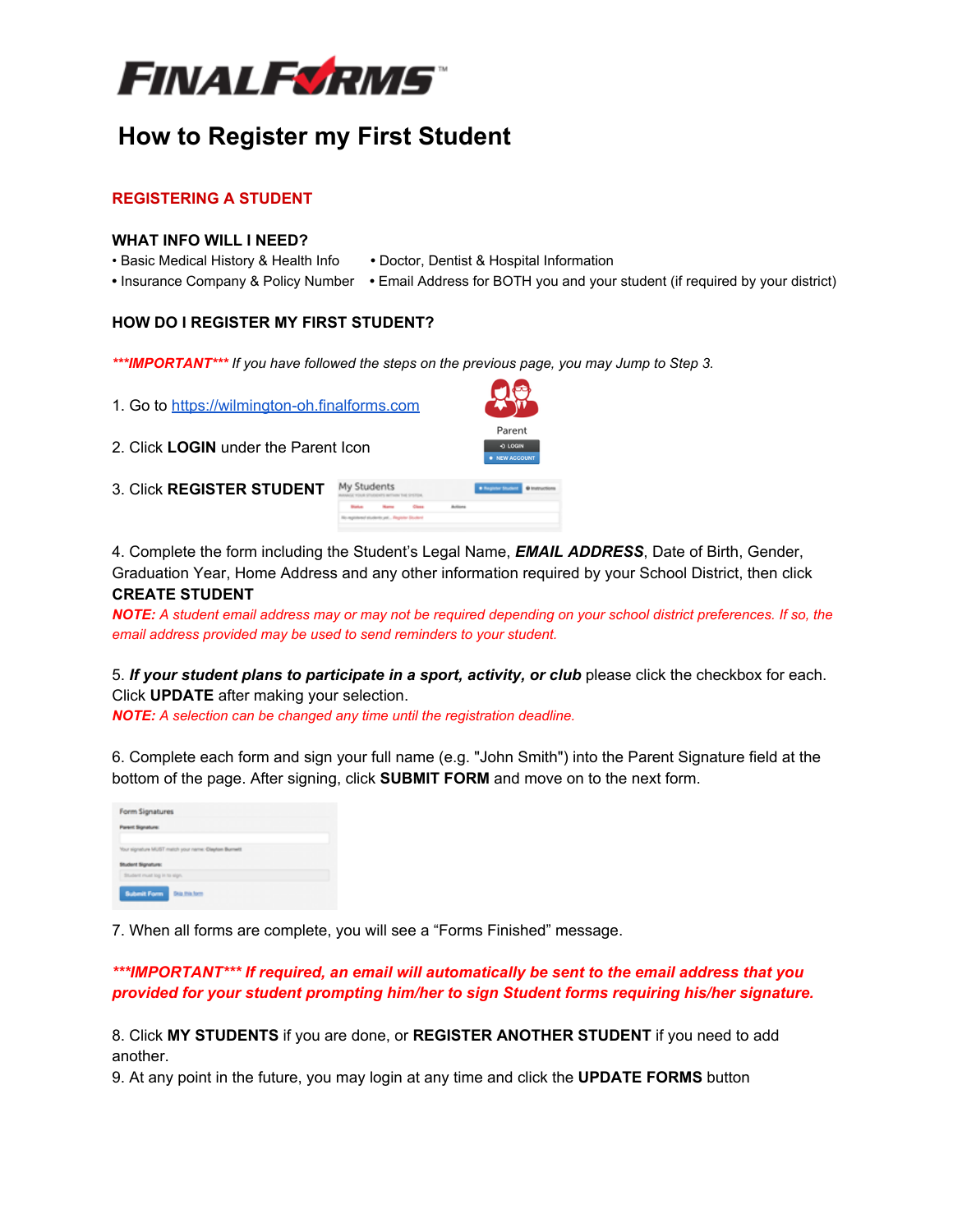# FINALFORMS™

## How to Register my First Student

### REGISTERING A STUDENT

**WHAT INFO WILL I NEED?**

- Basic Medical History & Health Info
- Doctor, Dentist & Hospital Information
- Insurance Company & Policy Number
- Email Address for BOTH you and your student (if required by your district)

**HOW DO I REGISTER MY FIRST STUDENT?**

***\*\*\*IMPORTANT\*\*\**** *If you have followed the steps on the previous page, you may Jump to Step 3.*

1. Go to [https://wilmington-oh.finalforms.com](https://wilmington-oh.finalforms.com)

2. Click **LOGIN** under the Parent Icon

3. Click **REGISTER STUDENT**

4. Complete the form including the Student's Legal Name, ***EMAIL ADDRESS***, Date of Birth, Gender, Graduation Year, Home Address and any other information required by your School District, then click **CREATE STUDENT**

***NOTE:*** *A student email address may or may not be required depending on your school district preferences. If so, the email address provided may be used to send reminders to your student.*

5. ***If your student plans to participate in a sport, activity, or club*** please click the checkbox for each. Click **UPDATE** after making your selection.

***NOTE:*** *A selection can be changed any time until the registration deadline.*

6. Complete each form and sign your full name (e.g. "John Smith") into the Parent Signature field at the bottom of the page. After signing, click **SUBMIT FORM** and move on to the next form.

7. When all forms are complete, you will see a "Forms Finished" message.

***\*\*\*IMPORTANT\*\*\* If required, an email will automatically be sent to the email address that you provided for your student prompting him/her to sign Student forms requiring his/her signature.***

8. Click **MY STUDENTS** if you are done, or **REGISTER ANOTHER STUDENT** if you need to add another.

9. At any point in the future, you may login at any time and click the **UPDATE FORMS** button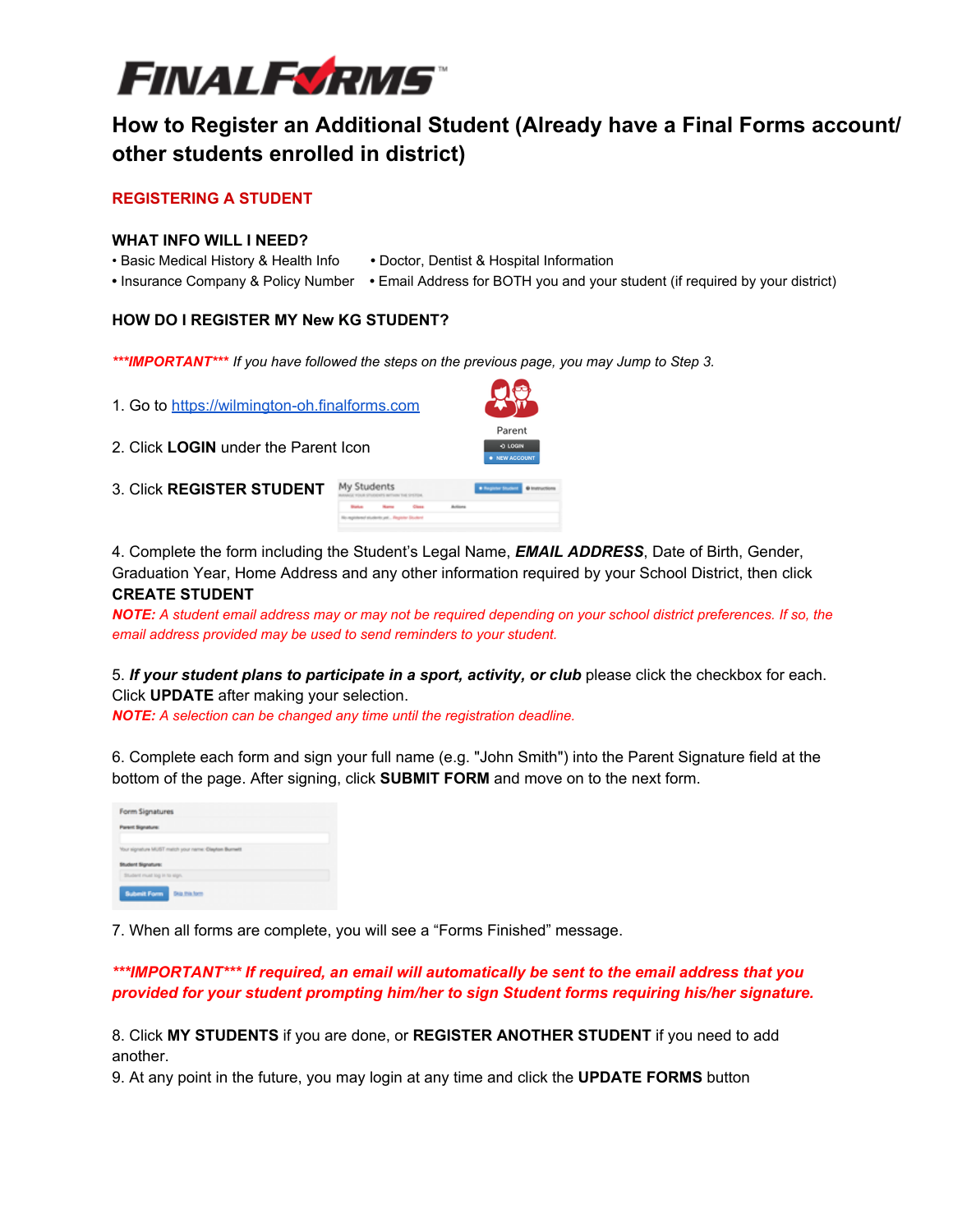# FINALFORMS

## How to Register an Additional Student (Already have a Final Forms account/ other students enrolled in district)

### REGISTERING A STUDENT

**WHAT INFO WILL I NEED?**

- Basic Medical History & Health Info
- Doctor, Dentist & Hospital Information
- Insurance Company & Policy Number
- Email Address for BOTH you and your student (if required by your district)

**HOW DO I REGISTER MY New KG STUDENT?**

***IMPORTANT*** *If you have followed the steps on the previous page, you may Jump to Step 3.*

1. Go to https://wilmington-oh.finalforms.com

2. Click **LOGIN** under the Parent Icon

3. Click **REGISTER STUDENT**

4. Complete the form including the Student's Legal Name, ***EMAIL ADDRESS***, Date of Birth, Gender, Graduation Year, Home Address and any other information required by your School District, then click **CREATE STUDENT**
***NOTE:*** *A student email address may or may not be required depending on your school district preferences. If so, the email address provided may be used to send reminders to your student.*

5. ***If your student plans to participate in a sport, activity, or club*** please click the checkbox for each. Click **UPDATE** after making your selection.
***NOTE:*** *A selection can be changed any time until the registration deadline.*

6. Complete each form and sign your full name (e.g. "John Smith") into the Parent Signature field at the bottom of the page. After signing, click **SUBMIT FORM** and move on to the next form.

7. When all forms are complete, you will see a "Forms Finished" message.

***IMPORTANT* If required, an email will automatically be sent to the email address that you provided for your student prompting him/her to sign Student forms requiring his/her signature.**

8. Click **MY STUDENTS** if you are done, or **REGISTER ANOTHER STUDENT** if you need to add another.

9. At any point in the future, you may login at any time and click the **UPDATE FORMS** button